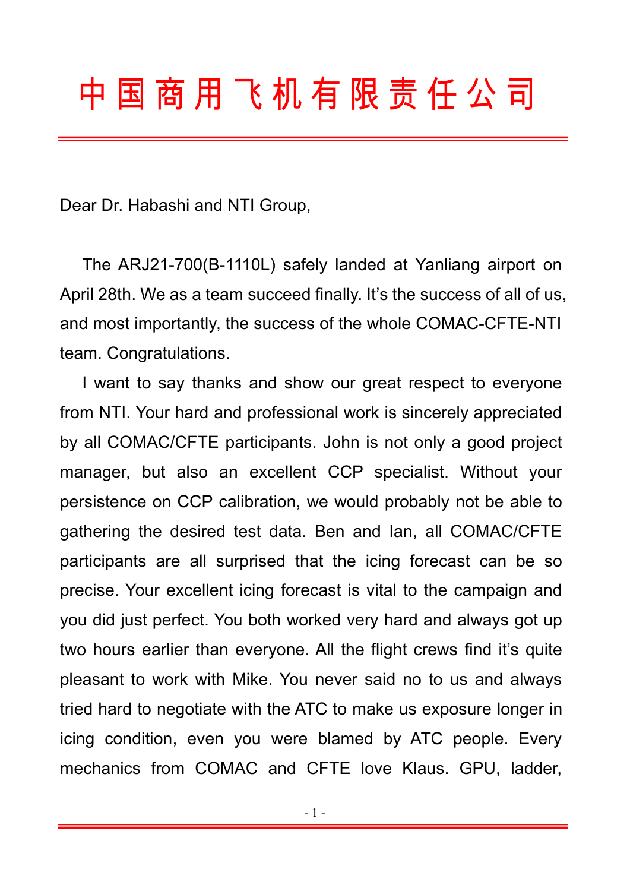# 中国商用飞机有限责任公司

Dear Dr. Habashi and NTI Group,

The ARJ21-700(B-1110L) safely landed at Yanliang airport on April 28th. We as a team succeed finally. It's the success of all of us, and most importantly, the success of the whole COMAC-CFTE-NTI team. Congratulations.

I want to say thanks and show our great respect to everyone from NTI. Your hard and professional work is sincerely appreciated by all COMAC/CFTE participants. John is not only a good project manager, but also an excellent CCP specialist. Without your persistence on CCP calibration, we would probably not be able to gathering the desired test data. Ben and Ian, all COMAC/CFTE participants are all surprised that the icing forecast can be so precise. Your excellent icing forecast is vital to the campaign and you did just perfect. You both worked very hard and always got up two hours earlier than everyone. All the flight crews find it's quite pleasant to work with Mike. You never said no to us and always tried hard to negotiate with the ATC to make us exposure longer in icing condition, even you were blamed by ATC people. Every mechanics from COMAC and CFTE love Klaus. GPU, ladder,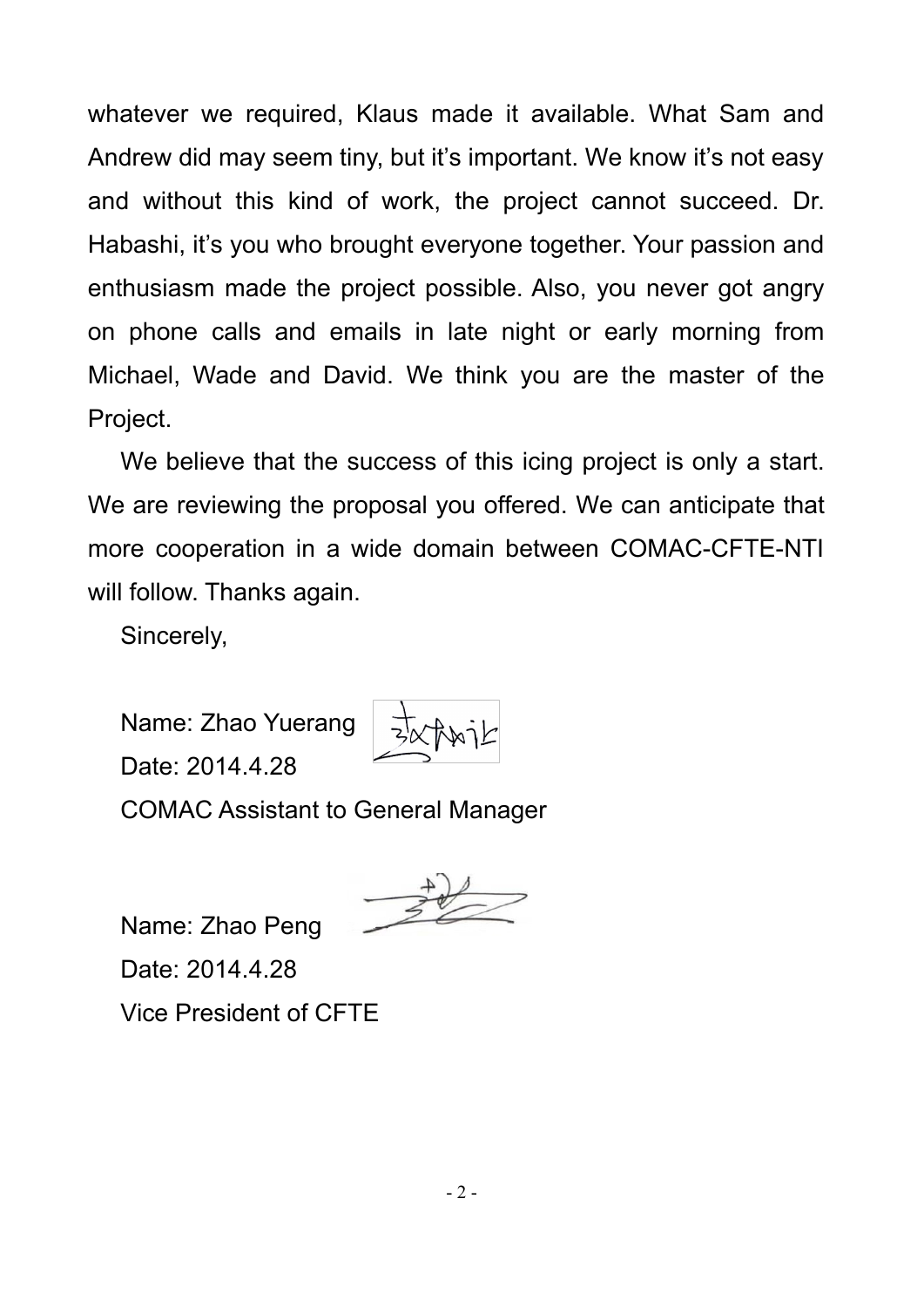whatever we required, Klaus made it available. What Sam and Andrew did may seem tiny, but it's important. We know it's not easy and without this kind of work, the project cannot succeed. Dr. Habashi, it's you who brought everyone together. Your passion and enthusiasm made the project possible. Also, you never got angry on phone calls and emails in late night or early morning from Michael, Wade and David. We think you are the master of the Project.

We believe that the success of this icing project is only a start. We are reviewing the proposal you offered. We can anticipate that more cooperation in a wide domain between COMAC-CFTE-NTI will follow. Thanks again.

Sincerely,

Name: Zhao Yuerang

Date: 2014.4.28

COMAC Assistant to General Manager

Name: Zhao Peng

Date: 2014.4.28

Vice President of CFTE